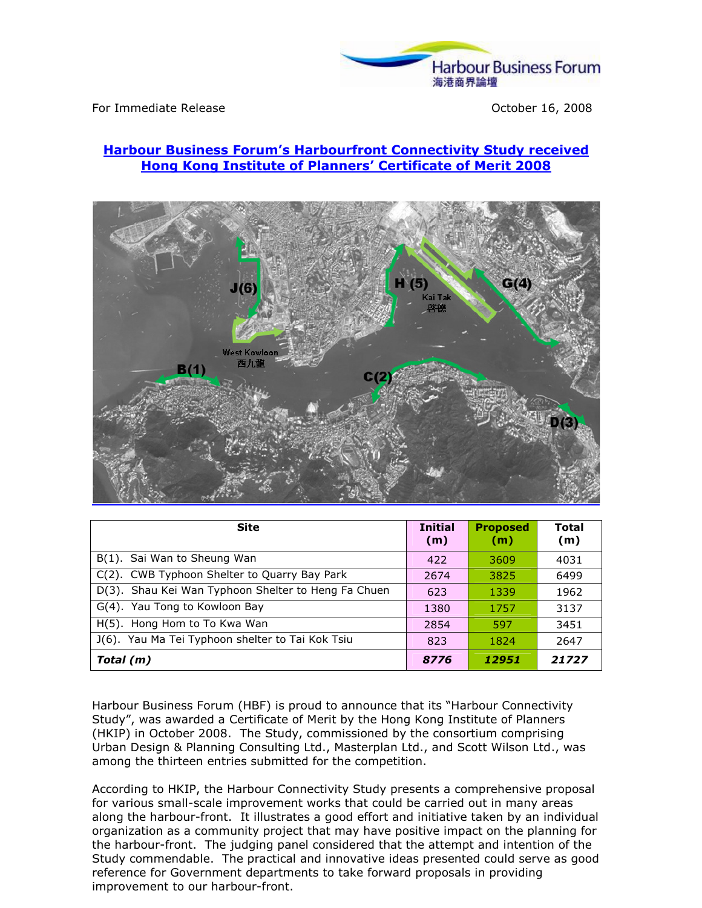For Immediate Release                                                                 October 16, 2008

# Harbour Business Forum's Harbourfront Connectivity Study received Hong Kong Institute of Planners' Certificate of Merit 2008

| Site | Initial (m) | Proposed (m) | Total (m) |
|---|---|---|---|
| B(1). Sai Wan to Sheung Wan | 422 | 3609 | 4031 |
| C(2). CWB Typhoon Shelter to Quarry Bay Park | 2674 | 3825 | 6499 |
| D(3). Shau Kei Wan Typhoon Shelter to Heng Fa Chuen | 623 | 1339 | 1962 |
| G(4). Yau Tong to Kowloon Bay | 1380 | 1757 | 3137 |
| H(5). Hong Hom to To Kwa Wan | 2854 | 597 | 3451 |
| J(6). Yau Ma Tei Typhoon shelter to Tai Kok Tsiu | 823 | 1824 | 2647 |
| ***Total (m)*** | ***8776*** | ***12951*** | ***21727*** |

Harbour Business Forum (HBF) is proud to announce that its "Harbour Connectivity Study", was awarded a Certificate of Merit by the Hong Kong Institute of Planners (HKIP) in October 2008. The Study, commissioned by the consortium comprising Urban Design & Planning Consulting Ltd., Masterplan Ltd., and Scott Wilson Ltd., was among the thirteen entries submitted for the competition.

According to HKIP, the Harbour Connectivity Study presents a comprehensive proposal for various small-scale improvement works that could be carried out in many areas along the harbour-front. It illustrates a good effort and initiative taken by an individual organization as a community project that may have positive impact on the planning for the harbour-front. The judging panel considered that the attempt and intention of the Study commendable. The practical and innovative ideas presented could serve as good reference for Government departments to take forward proposals in providing improvement to our harbour-front.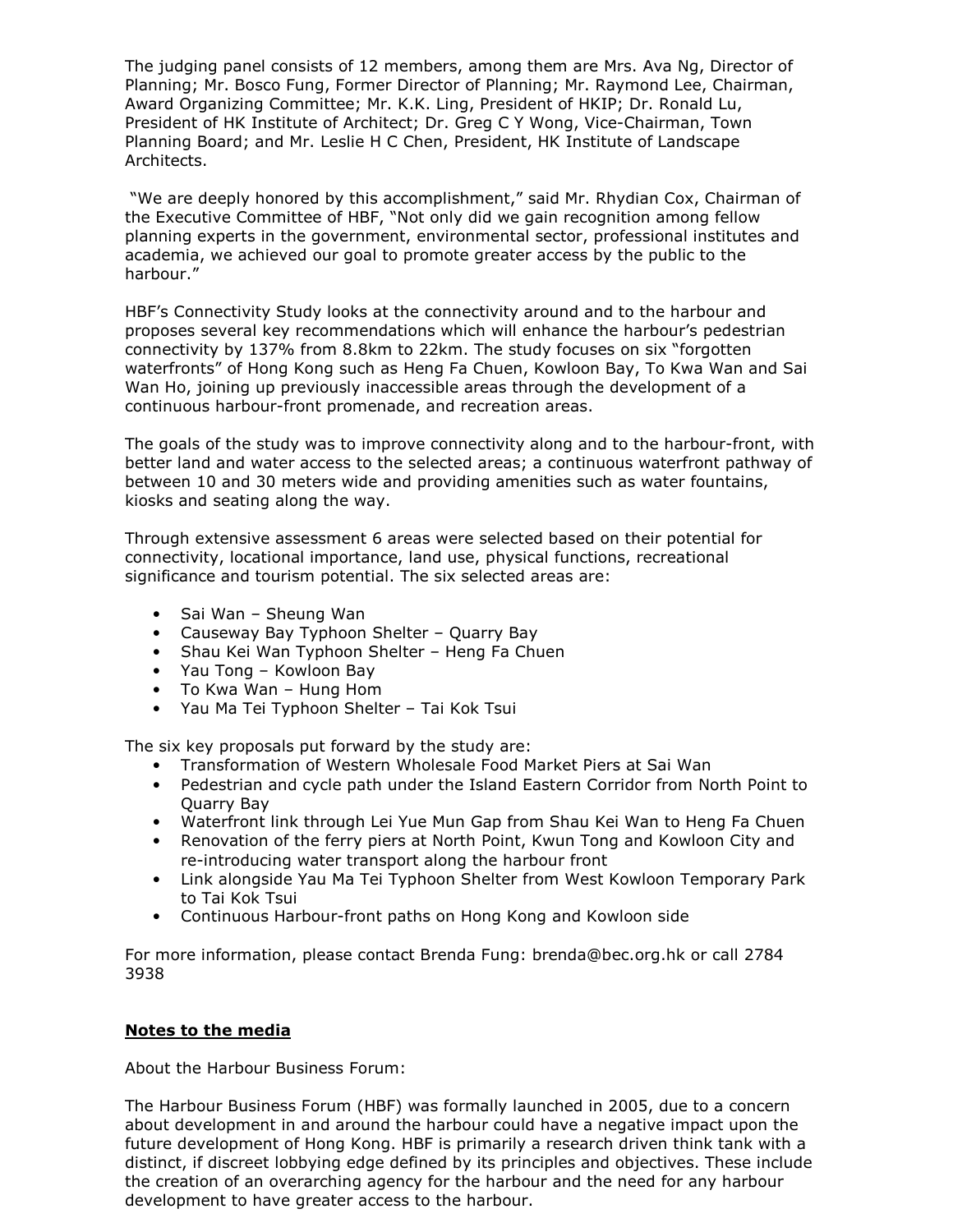The judging panel consists of 12 members, among them are Mrs. Ava Ng, Director of Planning; Mr. Bosco Fung, Former Director of Planning; Mr. Raymond Lee, Chairman, Award Organizing Committee; Mr. K.K. Ling, President of HKIP; Dr. Ronald Lu, President of HK Institute of Architect; Dr. Greg C Y Wong, Vice-Chairman, Town Planning Board; and Mr. Leslie H C Chen, President, HK Institute of Landscape Architects.

"We are deeply honored by this accomplishment," said Mr. Rhydian Cox, Chairman of the Executive Committee of HBF, "Not only did we gain recognition among fellow planning experts in the government, environmental sector, professional institutes and academia, we achieved our goal to promote greater access by the public to the harbour."

HBF's Connectivity Study looks at the connectivity around and to the harbour and proposes several key recommendations which will enhance the harbour's pedestrian connectivity by 137% from 8.8km to 22km. The study focuses on six "forgotten waterfronts" of Hong Kong such as Heng Fa Chuen, Kowloon Bay, To Kwa Wan and Sai Wan Ho, joining up previously inaccessible areas through the development of a continuous harbour-front promenade, and recreation areas.

The goals of the study was to improve connectivity along and to the harbour-front, with better land and water access to the selected areas; a continuous waterfront pathway of between 10 and 30 meters wide and providing amenities such as water fountains, kiosks and seating along the way.

Through extensive assessment 6 areas were selected based on their potential for connectivity, locational importance, land use, physical functions, recreational significance and tourism potential. The six selected areas are:

- Sai Wan – Sheung Wan
- Causeway Bay Typhoon Shelter – Quarry Bay
- Shau Kei Wan Typhoon Shelter – Heng Fa Chuen
- Yau Tong – Kowloon Bay
- To Kwa Wan – Hung Hom
- Yau Ma Tei Typhoon Shelter – Tai Kok Tsui

The six key proposals put forward by the study are:

- Transformation of Western Wholesale Food Market Piers at Sai Wan
- Pedestrian and cycle path under the Island Eastern Corridor from North Point to Quarry Bay
- Waterfront link through Lei Yue Mun Gap from Shau Kei Wan to Heng Fa Chuen
- Renovation of the ferry piers at North Point, Kwun Tong and Kowloon City and re-introducing water transport along the harbour front
- Link alongside Yau Ma Tei Typhoon Shelter from West Kowloon Temporary Park to Tai Kok Tsui
- Continuous Harbour-front paths on Hong Kong and Kowloon side

For more information, please contact Brenda Fung: brenda@bec.org.hk or call 2784 3938

## Notes to the media

About the Harbour Business Forum:

The Harbour Business Forum (HBF) was formally launched in 2005, due to a concern about development in and around the harbour could have a negative impact upon the future development of Hong Kong. HBF is primarily a research driven think tank with a distinct, if discreet lobbying edge defined by its principles and objectives. These include the creation of an overarching agency for the harbour and the need for any harbour development to have greater access to the harbour.